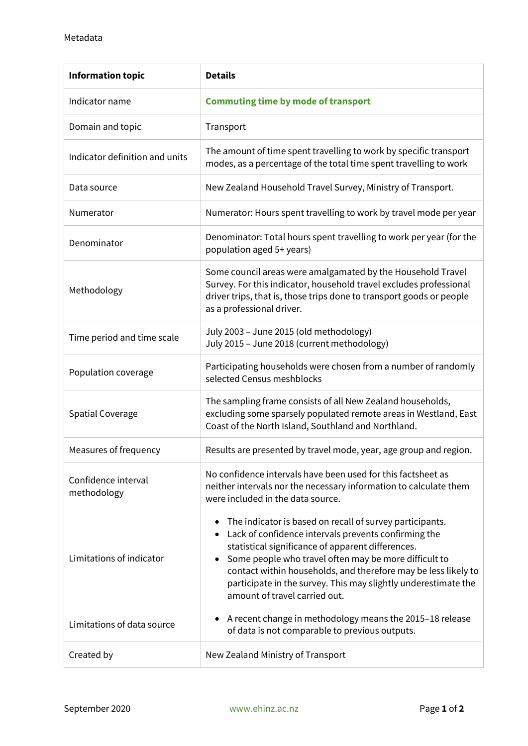Metadata

| Information topic | Details |
| --- | --- |
| Indicator name | **Commuting time by mode of transport** |
| Domain and topic | Transport |
| Indicator definition and units | The amount of time spent travelling to work by specific transport modes, as a percentage of the total time spent travelling to work |
| Data source | New Zealand Household Travel Survey, Ministry of Transport. |
| Numerator | Numerator: Hours spent travelling to work by travel mode per year |
| Denominator | Denominator: Total hours spent travelling to work per year (for the population aged 5+ years) |
| Methodology | Some council areas were amalgamated by the Household Travel Survey. For this indicator, household travel excludes professional driver trips, that is, those trips done to transport goods or people as a professional driver. |
| Time period and time scale | July 2003 – June 2015 (old methodology)<br>July 2015 – June 2018 (current methodology) |
| Population coverage | Participating households were chosen from a number of randomly selected Census meshblocks |
| Spatial Coverage | The sampling frame consists of all New Zealand households, excluding some sparsely populated remote areas in Westland, East Coast of the North Island, Southland and Northland. |
| Measures of frequency | Results are presented by travel mode, year, age group and region. |
| Confidence interval methodology | No confidence intervals have been used for this factsheet as neither intervals nor the necessary information to calculate them were included in the data source. |
| Limitations of indicator | • The indicator is based on recall of survey participants.<br>• Lack of confidence intervals prevents confirming the statistical significance of apparent differences.<br>• Some people who travel often may be more difficult to contact within households, and therefore may be less likely to participate in the survey. This may slightly underestimate the amount of travel carried out. |
| Limitations of data source | • A recent change in methodology means the 2015–18 release of data is not comparable to previous outputs. |
| Created by | New Zealand Ministry of Transport |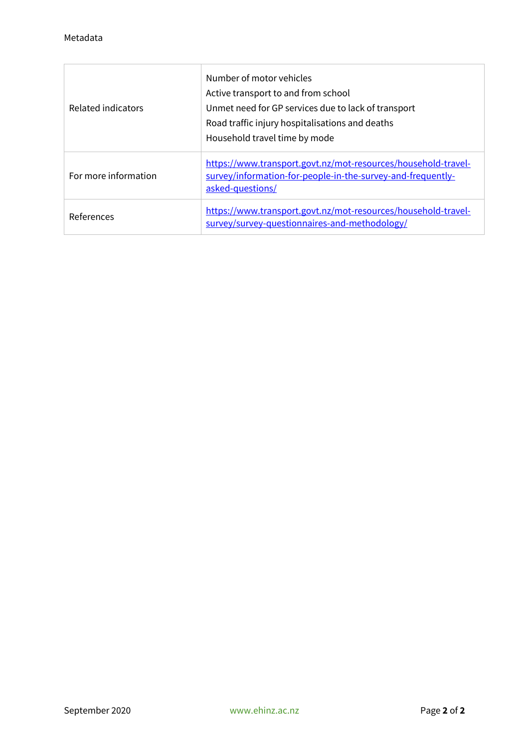Metadata

| | |
|---|---|
| Related indicators | Number of motor vehicles<br>Active transport to and from school<br>Unmet need for GP services due to lack of transport<br>Road traffic injury hospitalisations and deaths<br>Household travel time by mode |
| For more information | https://www.transport.govt.nz/mot-resources/household-travel-survey/information-for-people-in-the-survey-and-frequently-asked-questions/ |
| References | https://www.transport.govt.nz/mot-resources/household-travel-survey/survey-questionnaires-and-methodology/ |